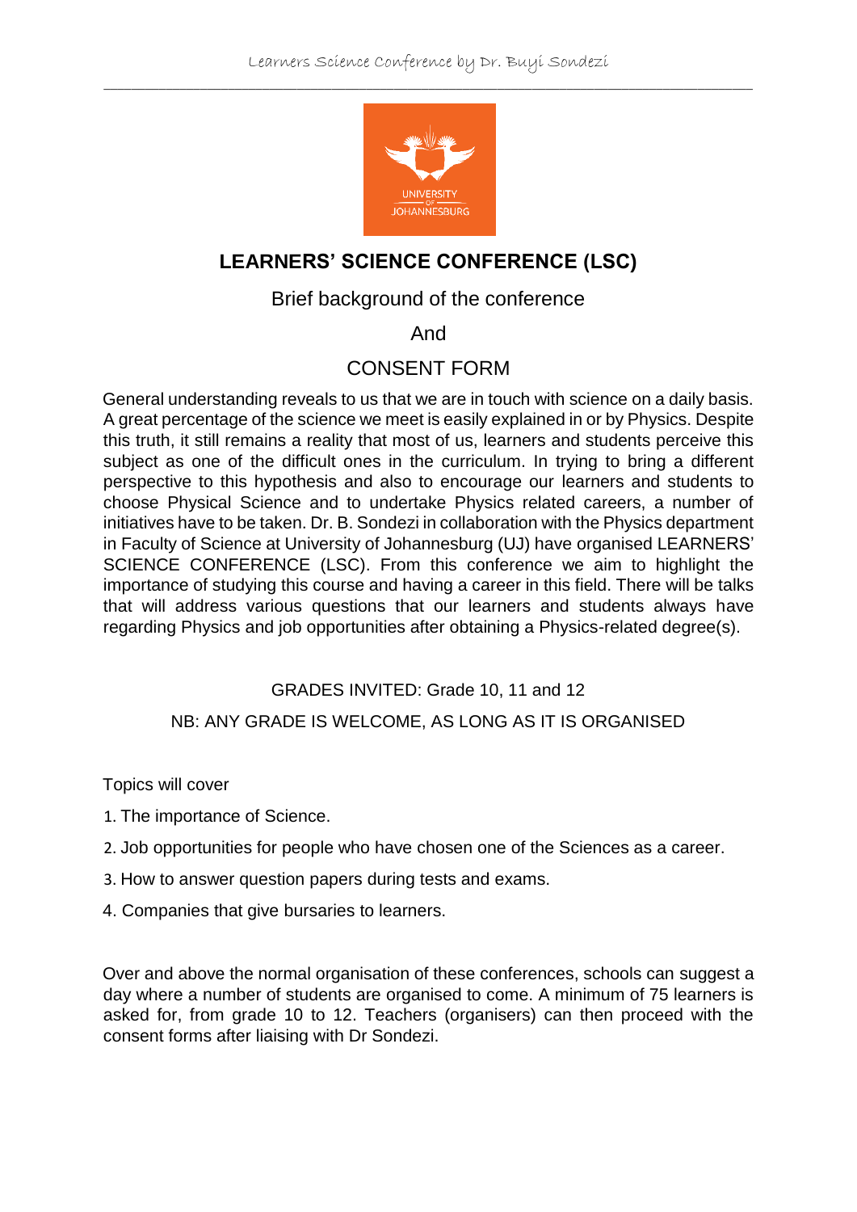# LEARNERS' SCIENCE CONFERENCE (LSC)

Brief background of the conference

And

CONSENT FORM

General understanding reveals to us that we are in touch with science on a daily basis. A great percentage of the science we meet is easily explained in or by Physics. Despite this truth, it still remains a reality that most of us, learners and students perceive this subject as one of the difficult ones in the curriculum. In trying to bring a different perspective to this hypothesis and also to encourage our learners and students to choose Physical Science and to undertake Physics related careers, a number of initiatives have to be taken. Dr. B. Sondezi in collaboration with the Physics department in Faculty of Science at University of Johannesburg (UJ) have organised LEARNERS' SCIENCE CONFERENCE (LSC). From this conference we aim to highlight the importance of studying this course and having a career in this field. There will be talks that will address various questions that our learners and students always have regarding Physics and job opportunities after obtaining a Physics-related degree(s).

GRADES INVITED: Grade 10, 11 and 12

NB: ANY GRADE IS WELCOME, AS LONG AS IT IS ORGANISED

Topics will cover

1. The importance of Science.
2. Job opportunities for people who have chosen one of the Sciences as a career.
3. How to answer question papers during tests and exams.
4. Companies that give bursaries to learners.

Over and above the normal organisation of these conferences, schools can suggest a day where a number of students are organised to come. A minimum of 75 learners is asked for, from grade 10 to 12. Teachers (organisers) can then proceed with the consent forms after liaising with Dr Sondezi.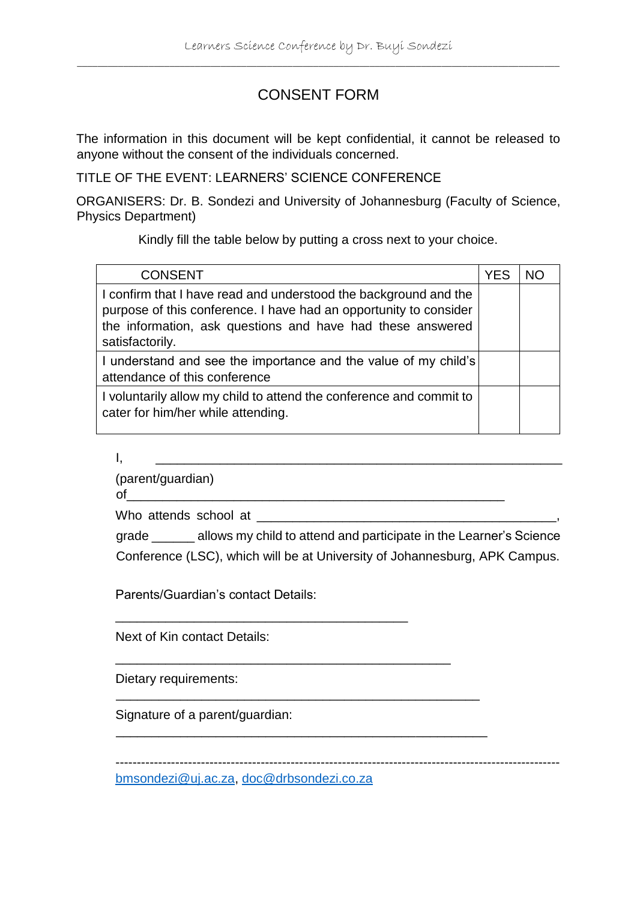# CONSENT FORM

The information in this document will be kept confidential, it cannot be released to anyone without the consent of the individuals concerned.

TITLE OF THE EVENT: LEARNERS' SCIENCE CONFERENCE

ORGANISERS: Dr. B. Sondezi and University of Johannesburg (Faculty of Science, Physics Department)

Kindly fill the table below by putting a cross next to your choice.

| CONSENT | YES | NO |
|---|---|---|
| I confirm that I have read and understood the background and the purpose of this conference. I have had an opportunity to consider the information, ask questions and have had these answered satisfactorily. | | |
| I understand and see the importance and the value of my child's attendance of this conference | | |
| I voluntarily allow my child to attend the conference and commit to cater for him/her while attending. | | |

I, ________________________________________________________

(parent/guardian) of_____________________________________________________

Who attends school at ________________________________________,

grade ______ allows my child to attend and participate in the Learner's Science Conference (LSC), which will be at University of Johannesburg, APK Campus.

Parents/Guardian's contact Details:

__________________________________________

Next of Kin contact Details:

________________________________________________

Dietary requirements:

____________________________________________________

Signature of a parent/guardian:

_____________________________________________________

----------------------------------------------------------------------------------------------------

bmsondezi@uj.ac.za, doc@drbsondezi.co.za